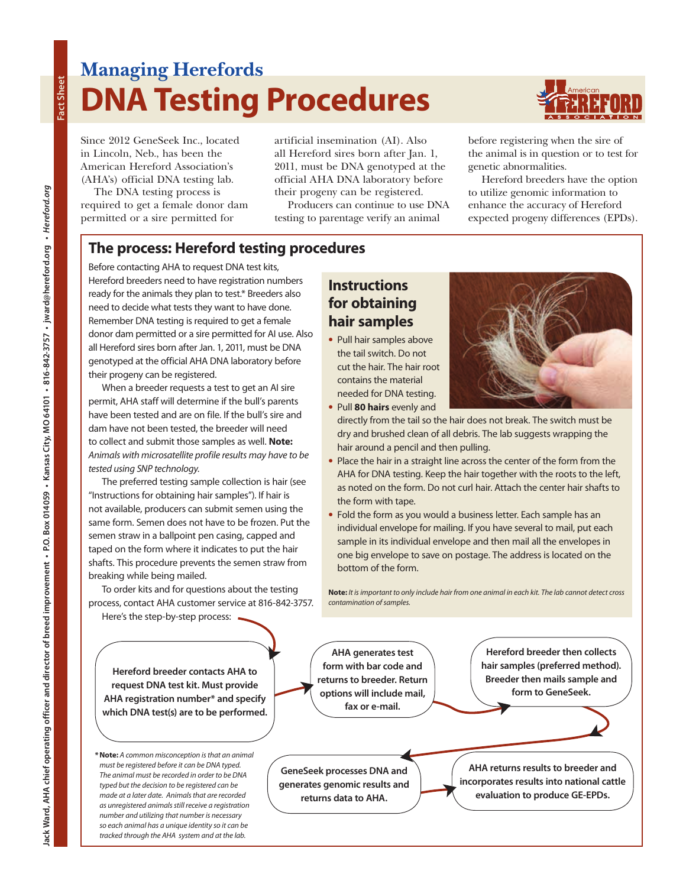Fact Sheet

# Managing Herefords

# DNA Testing Procedures

Since 2012 GeneSeek Inc., located in Lincoln, Neb., has been the American Hereford Association's (AHA's) official DNA testing lab.

The DNA testing process is required to get a female donor dam permitted or a sire permitted for artificial insemination (AI). Also all Hereford sires born after Jan. 1, 2011, must be DNA genotyped at the official AHA DNA laboratory before their progeny can be registered.

Producers can continue to use DNA testing to parentage verify an animal before registering when the sire of the animal is in question or to test for genetic abnormalities.

Hereford breeders have the option to utilize genomic information to enhance the accuracy of Hereford expected progeny differences (EPDs).

## The process: Hereford testing procedures

Before contacting AHA to request DNA test kits, Hereford breeders need to have registration numbers ready for the animals they plan to test.* Breeders also need to decide what tests they want to have done. Remember DNA testing is required to get a female donor dam permitted or a sire permitted for AI use. Also all Hereford sires born after Jan. 1, 2011, must be DNA genotyped at the official AHA DNA laboratory before their progeny can be registered.

When a breeder requests a test to get an AI sire permit, AHA staff will determine if the bull's parents have been tested and are on file. If the bull's sire and dam have not been tested, the breeder will need to collect and submit those samples as well. **Note:** *Animals with microsatellite profile results may have to be tested using SNP technology.*

The preferred testing sample collection is hair (see "Instructions for obtaining hair samples"). If hair is not available, producers can submit semen using the same form. Semen does not have to be frozen. Put the semen straw in a ballpoint pen casing, capped and taped on the form where it indicates to put the hair shafts. This procedure prevents the semen straw from breaking while being mailed.

To order kits and for questions about the testing process, contact AHA customer service at 816-842-3757.

Here's the step-by-step process:

1. Hereford breeder contacts AHA to request DNA test kit. Must provide AHA registration number* and specify which DNA test(s) are to be performed.
2. AHA generates test form with bar code and returns to breeder. Return options will include mail, fax or e-mail.
3. Hereford breeder then collects hair samples (preferred method). Breeder then mails sample and form to GeneSeek.
4. GeneSeek processes DNA and generates genomic results and returns data to AHA.
5. AHA returns results to breeder and incorporates results into national cattle evaluation to produce GE-EPDs.

\* **Note:** *A common misconception is that an animal must be registered before it can be DNA typed. The animal must be recorded in order to be DNA typed but the decision to be registered can be made at a later date. Animals that are recorded as unregistered animals still receive a registration number and utilizing that number is necessary so each animal has a unique identity so it can be tracked through the AHA system and at the lab.*

### Instructions for obtaining hair samples

- Pull hair samples above the tail switch. Do not cut the hair. The hair root contains the material needed for DNA testing.
- Pull **80 hairs** evenly and directly from the tail so the hair does not break. The switch must be dry and brushed clean of all debris. The lab suggests wrapping the hair around a pencil and then pulling.
- Place the hair in a straight line across the center of the form from the AHA for DNA testing. Keep the hair together with the roots to the left, as noted on the form. Do not curl hair. Attach the center hair shafts to the form with tape.
- Fold the form as you would a business letter. Each sample has an individual envelope for mailing. If you have several to mail, put each sample in its individual envelope and then mail all the envelopes in one big envelope to save on postage. The address is located on the bottom of the form.

**Note:** *It is important to only include hair from one animal in each kit. The lab cannot detect cross contamination of samples.*

Jack Ward, AHA chief operating officer and director of breed improvement • P.O. Box 014059 • Kansas City, MO 64101 • 816-842-3757 • jward@hereford.org • *Hereford.org*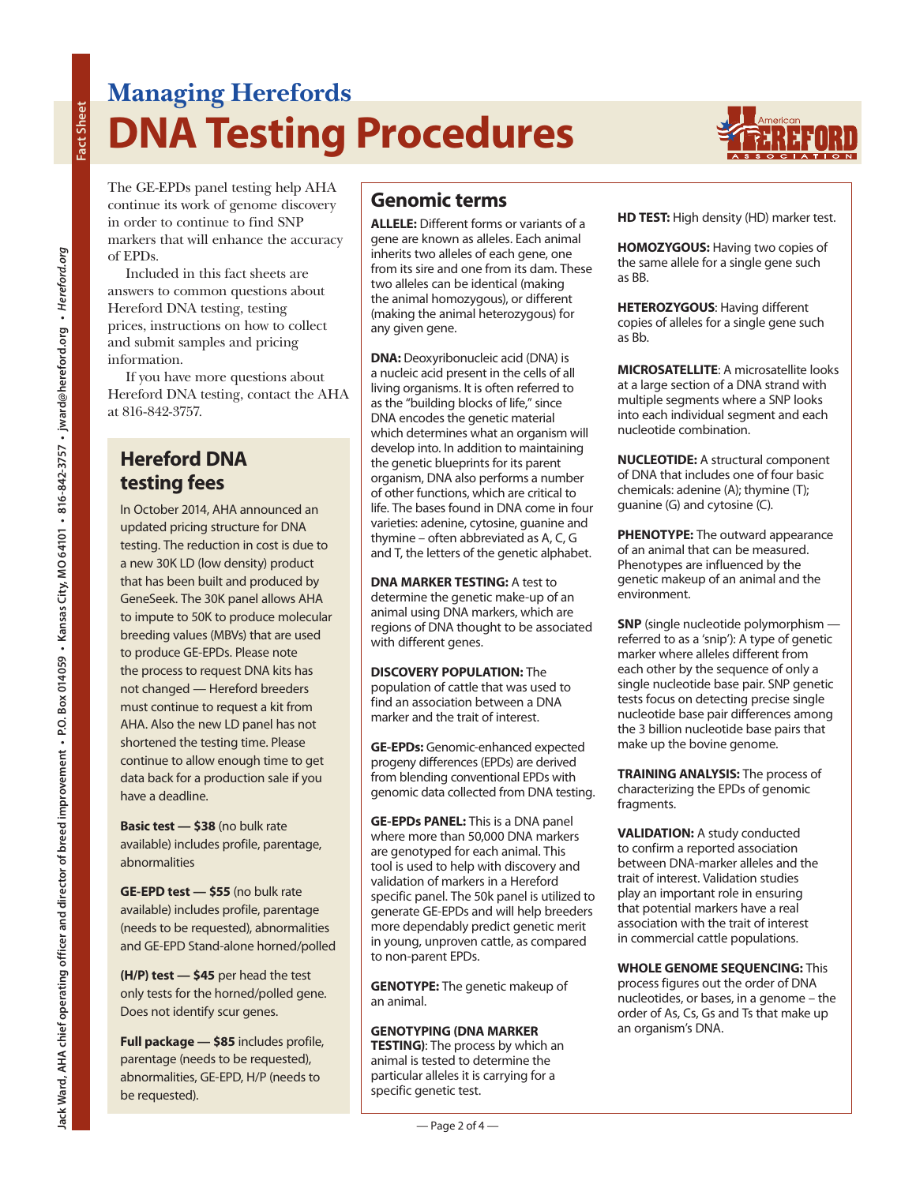## Managing Herefords

# DNA Testing Procedures

The GE-EPDs panel testing help AHA continue its work of genome discovery in order to continue to find SNP markers that will enhance the accuracy of EPDs.

Included in this fact sheets are answers to common questions about Hereford DNA testing, testing prices, instructions on how to collect and submit samples and pricing information.

If you have more questions about Hereford DNA testing, contact the AHA at 816-842-3757.

## Hereford DNA testing fees

In October 2014, AHA announced an updated pricing structure for DNA testing. The reduction in cost is due to a new 30K LD (low density) product that has been built and produced by GeneSeek. The 30K panel allows AHA to impute to 50K to produce molecular breeding values (MBVs) that are used to produce GE-EPDs. Please note the process to request DNA kits has not changed — Hereford breeders must continue to request a kit from AHA. Also the new LD panel has not shortened the testing time. Please continue to allow enough time to get data back for a production sale if you have a deadline.

**Basic test — $38** (no bulk rate available) includes profile, parentage, abnormalities

**GE-EPD test — $55** (no bulk rate available) includes profile, parentage (needs to be requested), abnormalities and GE-EPD Stand-alone horned/polled

**(H/P) test — $45** per head the test only tests for the horned/polled gene. Does not identify scur genes.

**Full package — $85** includes profile, parentage (needs to be requested), abnormalities, GE-EPD, H/P (needs to be requested).

## Genomic terms

**ALLELE:** Different forms or variants of a gene are known as alleles. Each animal inherits two alleles of each gene, one from its sire and one from its dam. These two alleles can be identical (making the animal homozygous), or different (making the animal heterozygous) for any given gene.

**DNA:** Deoxyribonucleic acid (DNA) is a nucleic acid present in the cells of all living organisms. It is often referred to as the "building blocks of life," since DNA encodes the genetic material which determines what an organism will develop into. In addition to maintaining the genetic blueprints for its parent organism, DNA also performs a number of other functions, which are critical to life. The bases found in DNA come in four varieties: adenine, cytosine, guanine and thymine – often abbreviated as A, C, G and T, the letters of the genetic alphabet.

**DNA MARKER TESTING:** A test to determine the genetic make-up of an animal using DNA markers, which are regions of DNA thought to be associated with different genes.

**DISCOVERY POPULATION:** The population of cattle that was used to find an association between a DNA marker and the trait of interest.

**GE-EPDs:** Genomic-enhanced expected progeny differences (EPDs) are derived from blending conventional EPDs with genomic data collected from DNA testing.

**GE-EPDs PANEL:** This is a DNA panel where more than 50,000 DNA markers are genotyped for each animal. This tool is used to help with discovery and validation of markers in a Hereford specific panel. The 50k panel is utilized to generate GE-EPDs and will help breeders more dependably predict genetic merit in young, unproven cattle, as compared to non-parent EPDs.

**GENOTYPE:** The genetic makeup of an animal.

**GENOTYPING (DNA MARKER TESTING)**: The process by which an animal is tested to determine the particular alleles it is carrying for a specific genetic test.

**HD TEST:** High density (HD) marker test.

**HOMOZYGOUS:** Having two copies of the same allele for a single gene such as BB.

**HETEROZYGOUS**: Having different copies of alleles for a single gene such as Bb.

**MICROSATELLITE**: A microsatellite looks at a large section of a DNA strand with multiple segments where a SNP looks into each individual segment and each nucleotide combination.

**NUCLEOTIDE:** A structural component of DNA that includes one of four basic chemicals: adenine (A); thymine (T); guanine (G) and cytosine (C).

**PHENOTYPE:** The outward appearance of an animal that can be measured. Phenotypes are influenced by the genetic makeup of an animal and the environment.

**SNP** (single nucleotide polymorphism — referred to as a 'snip'): A type of genetic marker where alleles different from each other by the sequence of only a single nucleotide base pair. SNP genetic tests focus on detecting precise single nucleotide base pair differences among the 3 billion nucleotide base pairs that make up the bovine genome.

**TRAINING ANALYSIS:** The process of characterizing the EPDs of genomic fragments.

**VALIDATION:** A study conducted to confirm a reported association between DNA-marker alleles and the trait of interest. Validation studies play an important role in ensuring that potential markers have a real association with the trait of interest in commercial cattle populations.

**WHOLE GENOME SEQUENCING:** This process figures out the order of DNA nucleotides, or bases, in a genome – the order of As, Cs, Gs and Ts that make up an organism's DNA.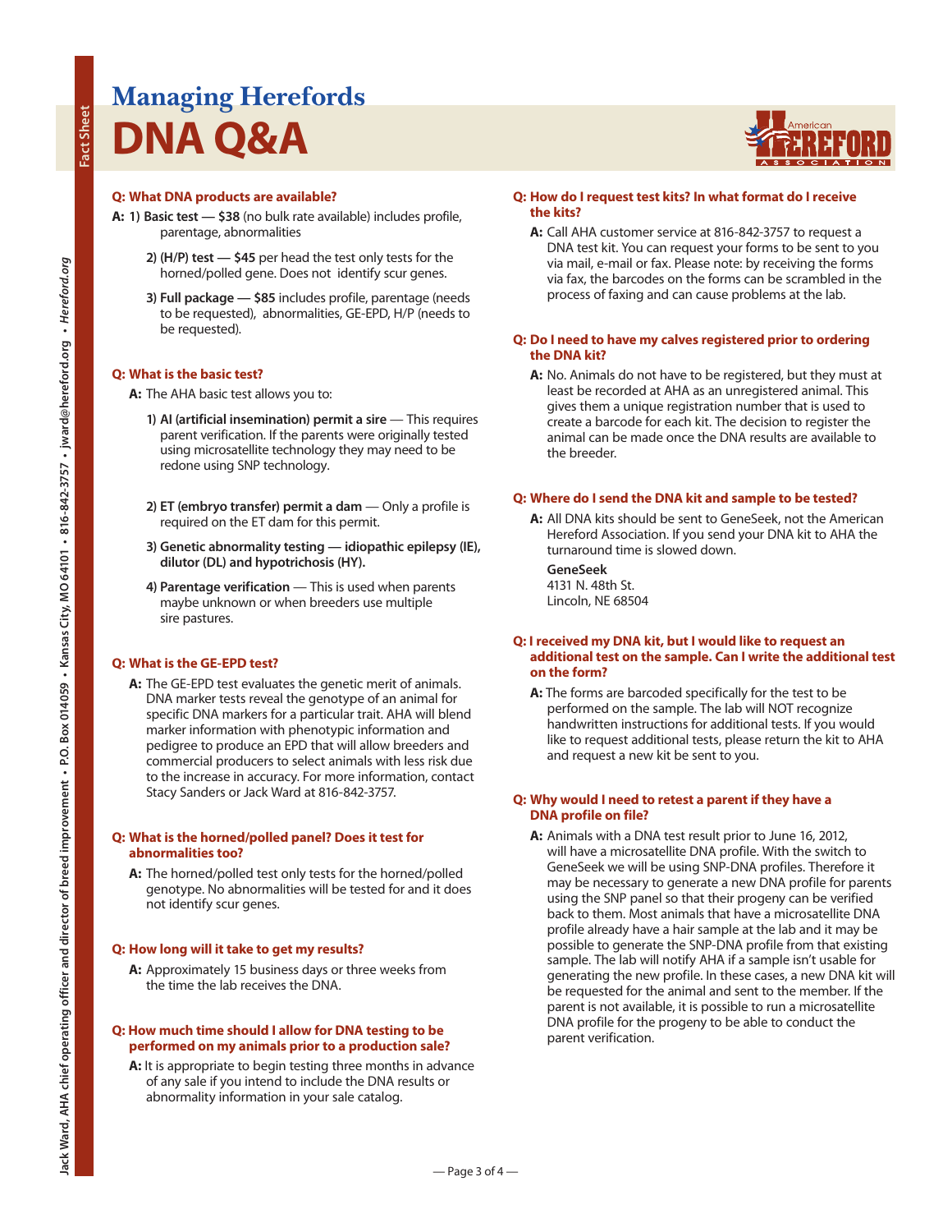Managing Herefords

# DNA Q&A

**Q: What DNA products are available?**

**A:** 1) **Basic test — $38** (no bulk rate available) includes profile, parentage, abnormalities

2) **(H/P) test — $45** per head the test only tests for the horned/polled gene. Does not identify scur genes.

3) **Full package — $85** includes profile, parentage (needs to be requested), abnormalities, GE-EPD, H/P (needs to be requested).

**Q: What is the basic test?**

**A:** The AHA basic test allows you to:

1) **AI (artificial insemination) permit a sire** — This requires parent verification. If the parents were originally tested using microsatellite technology they may need to be redone using SNP technology.

2) **ET (embryo transfer) permit a dam** — Only a profile is required on the ET dam for this permit.

3) **Genetic abnormality testing — idiopathic epilepsy (IE), dilutor (DL) and hypotrichosis (HY).**

4) **Parentage verification** — This is used when parents maybe unknown or when breeders use multiple sire pastures.

**Q: What is the GE-EPD test?**

**A:** The GE-EPD test evaluates the genetic merit of animals. DNA marker tests reveal the genotype of an animal for specific DNA markers for a particular trait. AHA will blend marker information with phenotypic information and pedigree to produce an EPD that will allow breeders and commercial producers to select animals with less risk due to the increase in accuracy. For more information, contact Stacy Sanders or Jack Ward at 816-842-3757.

**Q: What is the horned/polled panel? Does it test for abnormalities too?**

**A:** The horned/polled test only tests for the horned/polled genotype. No abnormalities will be tested for and it does not identify scur genes.

**Q: How long will it take to get my results?**

**A:** Approximately 15 business days or three weeks from the time the lab receives the DNA.

**Q: How much time should I allow for DNA testing to be performed on my animals prior to a production sale?**

**A:** It is appropriate to begin testing three months in advance of any sale if you intend to include the DNA results or abnormality information in your sale catalog.

**Q: How do I request test kits? In what format do I receive the kits?**

**A:** Call AHA customer service at 816-842-3757 to request a DNA test kit. You can request your forms to be sent to you via mail, e-mail or fax. Please note: by receiving the forms via fax, the barcodes on the forms can be scrambled in the process of faxing and can cause problems at the lab.

**Q: Do I need to have my calves registered prior to ordering the DNA kit?**

**A:** No. Animals do not have to be registered, but they must at least be recorded at AHA as an unregistered animal. This gives them a unique registration number that is used to create a barcode for each kit. The decision to register the animal can be made once the DNA results are available to the breeder.

**Q: Where do I send the DNA kit and sample to be tested?**

**A:** All DNA kits should be sent to GeneSeek, not the American Hereford Association. If you send your DNA kit to AHA the turnaround time is slowed down.

**GeneSeek**
4131 N. 48th St.
Lincoln, NE 68504

**Q: I received my DNA kit, but I would like to request an additional test on the sample. Can I write the additional test on the form?**

**A:** The forms are barcoded specifically for the test to be performed on the sample. The lab will NOT recognize handwritten instructions for additional tests. If you would like to request additional tests, please return the kit to AHA and request a new kit be sent to you.

**Q: Why would I need to retest a parent if they have a DNA profile on file?**

**A:** Animals with a DNA test result prior to June 16, 2012, will have a microsatellite DNA profile. With the switch to GeneSeek we will be using SNP-DNA profiles. Therefore it may be necessary to generate a new DNA profile for parents using the SNP panel so that their progeny can be verified back to them. Most animals that have a microsatellite DNA profile already have a hair sample at the lab and it may be possible to generate the SNP-DNA profile from that existing sample. The lab will notify AHA if a sample isn't usable for generating the new profile. In these cases, a new DNA kit will be requested for the animal and sent to the member. If the parent is not available, it is possible to run a microsatellite DNA profile for the progeny to be able to conduct the parent verification.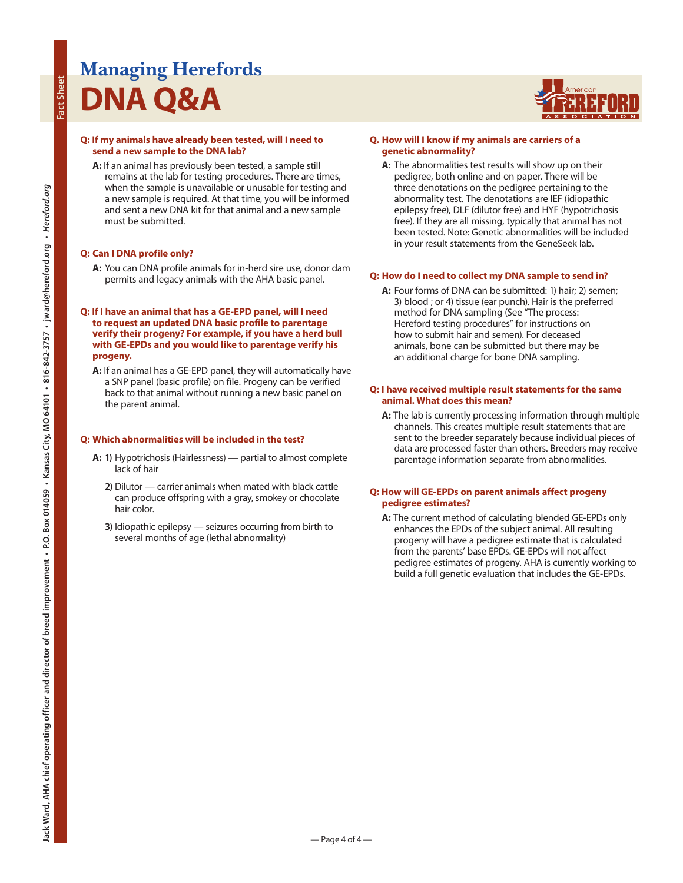# Managing Herefords

# DNA Q&A

**Q: If my animals have already been tested, will I need to send a new sample to the DNA lab?**

**A:** If an animal has previously been tested, a sample still remains at the lab for testing procedures. There are times, when the sample is unavailable or unusable for testing and a new sample is required. At that time, you will be informed and sent a new DNA kit for that animal and a new sample must be submitted.

**Q: Can I DNA profile only?**

**A:** You can DNA profile animals for in-herd sire use, donor dam permits and legacy animals with the AHA basic panel.

**Q: If I have an animal that has a GE-EPD panel, will I need to request an updated DNA basic profile to parentage verify their progeny? For example, if you have a herd bull with GE-EPDs and you would like to parentage verify his progeny.**

**A:** If an animal has a GE-EPD panel, they will automatically have a SNP panel (basic profile) on file. Progeny can be verified back to that animal without running a new basic panel on the parent animal.

**Q: Which abnormalities will be included in the test?**

**A:**

1) Hypotrichosis (Hairlessness) — partial to almost complete lack of hair

2) Dilutor — carrier animals when mated with black cattle can produce offspring with a gray, smokey or chocolate hair color.

3) Idiopathic epilepsy — seizures occurring from birth to several months of age (lethal abnormality)

**Q. How will I know if my animals are carriers of a genetic abnormality?**

**A**: The abnormalities test results will show up on their pedigree, both online and on paper. There will be three denotations on the pedigree pertaining to the abnormality test. The denotations are IEF (idiopathic epilepsy free), DLF (dilutor free) and HYF (hypotrichosis free). If they are all missing, typically that animal has not been tested. Note: Genetic abnormalities will be included in your result statements from the GeneSeek lab.

**Q: How do I need to collect my DNA sample to send in?**

**A:** Four forms of DNA can be submitted: 1) hair; 2) semen; 3) blood ; or 4) tissue (ear punch). Hair is the preferred method for DNA sampling (See "The process: Hereford testing procedures" for instructions on how to submit hair and semen). For deceased animals, bone can be submitted but there may be an additional charge for bone DNA sampling.

**Q: I have received multiple result statements for the same animal. What does this mean?**

**A:** The lab is currently processing information through multiple channels. This creates multiple result statements that are sent to the breeder separately because individual pieces of data are processed faster than others. Breeders may receive parentage information separate from abnormalities.

**Q: How will GE-EPDs on parent animals affect progeny pedigree estimates?**

**A:** The current method of calculating blended GE-EPDs only enhances the EPDs of the subject animal. All resulting progeny will have a pedigree estimate that is calculated from the parents' base EPDs. GE-EPDs will not affect pedigree estimates of progeny. AHA is currently working to build a full genetic evaluation that includes the GE-EPDs.